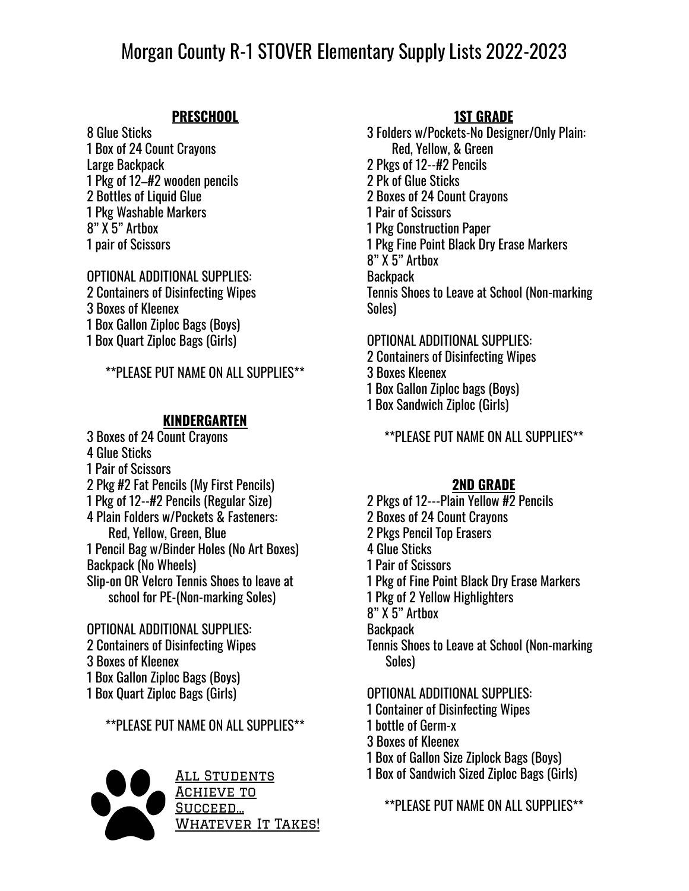# Morgan County R-1 STOVER Elementary Supply Lists 2022-2023

## PRESCHOOL

8 Glue Sticks
1 Box of 24 Count Crayons
Large Backpack
1 Pkg of 12–#2 wooden pencils
2 Bottles of Liquid Glue
1 Pkg Washable Markers
8" X 5" Artbox
1 pair of Scissors

OPTIONAL ADDITIONAL SUPPLIES:
2 Containers of Disinfecting Wipes
3 Boxes of Kleenex
1 Box Gallon Ziploc Bags (Boys)
1 Box Quart Ziploc Bags (Girls)

**PLEASE PUT NAME ON ALL SUPPLIES**

## KINDERGARTEN

3 Boxes of 24 Count Crayons
4 Glue Sticks
1 Pair of Scissors
2 Pkg #2 Fat Pencils (My First Pencils)
1 Pkg of 12--#2 Pencils (Regular Size)
4 Plain Folders w/Pockets & Fasteners:
Red, Yellow, Green, Blue
1 Pencil Bag w/Binder Holes (No Art Boxes)
Backpack (No Wheels)
Slip-on OR Velcro Tennis Shoes to leave at school for PE-(Non-marking Soles)

OPTIONAL ADDITIONAL SUPPLIES:
2 Containers of Disinfecting Wipes
3 Boxes of Kleenex
1 Box Gallon Ziploc Bags (Boys)
1 Box Quart Ziploc Bags (Girls)

**PLEASE PUT NAME ON ALL SUPPLIES**

All Students Achieve to Succeed... Whatever It Takes!

## 1ST GRADE

3 Folders w/Pockets-No Designer/Only Plain:
Red, Yellow, & Green
2 Pkgs of 12--#2 Pencils
2 Pk of Glue Sticks
2 Boxes of 24 Count Crayons
1 Pair of Scissors
1 Pkg Construction Paper
1 Pkg Fine Point Black Dry Erase Markers
8" X 5" Artbox
Backpack
Tennis Shoes to Leave at School (Non-marking Soles)

OPTIONAL ADDITIONAL SUPPLIES:
2 Containers of Disinfecting Wipes
3 Boxes Kleenex
1 Box Gallon Ziploc bags (Boys)
1 Box Sandwich Ziploc (Girls)

**PLEASE PUT NAME ON ALL SUPPLIES**

## 2ND GRADE

2 Pkgs of 12---Plain Yellow #2 Pencils
2 Boxes of 24 Count Crayons
2 Pkgs Pencil Top Erasers
4 Glue Sticks
1 Pair of Scissors
1 Pkg of Fine Point Black Dry Erase Markers
1 Pkg of 2 Yellow Highlighters
8" X 5" Artbox
Backpack
Tennis Shoes to Leave at School (Non-marking Soles)

OPTIONAL ADDITIONAL SUPPLIES:
1 Container of Disinfecting Wipes
1 bottle of Germ-x
3 Boxes of Kleenex
1 Box of Gallon Size Ziplock Bags (Boys)
1 Box of Sandwich Sized Ziploc Bags (Girls)

**PLEASE PUT NAME ON ALL SUPPLIES**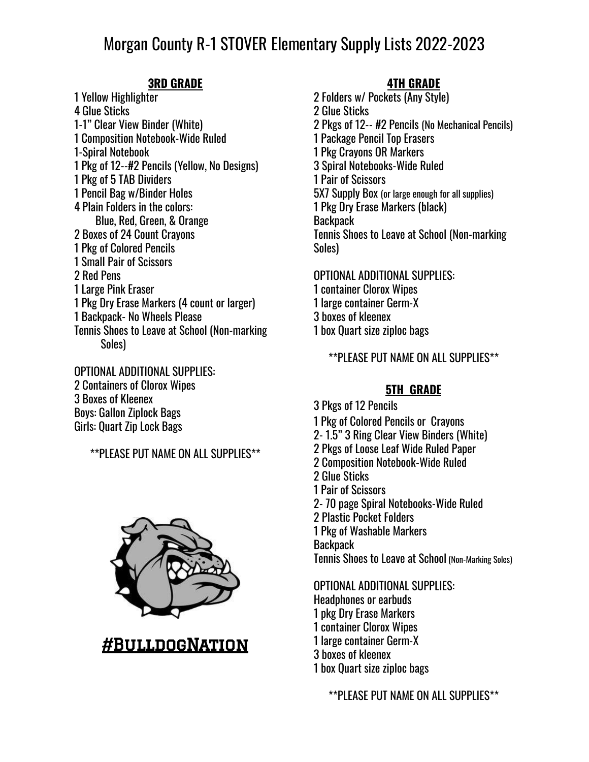# Morgan County R-1 STOVER Elementary Supply Lists 2022-2023

## 3RD GRADE

1 Yellow Highlighter
4 Glue Sticks
1-1" Clear View Binder (White)
1 Composition Notebook-Wide Ruled
1-Spiral Notebook
1 Pkg of 12--#2 Pencils (Yellow, No Designs)
1 Pkg of 5 TAB Dividers
1 Pencil Bag w/Binder Holes
4 Plain Folders in the colors:
Blue, Red, Green, & Orange
2 Boxes of 24 Count Crayons
1 Pkg of Colored Pencils
1 Small Pair of Scissors
2 Red Pens
1 Large Pink Eraser
1 Pkg Dry Erase Markers (4 count or larger)
1 Backpack- No Wheels Please
Tennis Shoes to Leave at School (Non-marking Soles)

OPTIONAL ADDITIONAL SUPPLIES:
2 Containers of Clorox Wipes
3 Boxes of Kleenex
Boys: Gallon Ziplock Bags
Girls: Quart Zip Lock Bags

**PLEASE PUT NAME ON ALL SUPPLIES**

#BulldogNation

## 4TH GRADE

2 Folders w/ Pockets (Any Style)
2 Glue Sticks
2 Pkgs of 12-- #2 Pencils (No Mechanical Pencils)
1 Package Pencil Top Erasers
1 Pkg Crayons OR Markers
3 Spiral Notebooks-Wide Ruled
1 Pair of Scissors
5X7 Supply Box (or large enough for all supplies)
1 Pkg Dry Erase Markers (black)
Backpack
Tennis Shoes to Leave at School (Non-marking Soles)

OPTIONAL ADDITIONAL SUPPLIES:
1 container Clorox Wipes
1 large container Germ-X
3 boxes of kleenex
1 box Quart size ziploc bags

**PLEASE PUT NAME ON ALL SUPPLIES**

## 5TH GRADE

3 Pkgs of 12 Pencils
1 Pkg of Colored Pencils or Crayons
2- 1.5" 3 Ring Clear View Binders (White)
2 Pkgs of Loose Leaf Wide Ruled Paper
2 Composition Notebook-Wide Ruled
2 Glue Sticks
1 Pair of Scissors
2- 70 page Spiral Notebooks-Wide Ruled
2 Plastic Pocket Folders
1 Pkg of Washable Markers
Backpack
Tennis Shoes to Leave at School (Non-Marking Soles)

OPTIONAL ADDITIONAL SUPPLIES:
Headphones or earbuds
1 pkg Dry Erase Markers
1 container Clorox Wipes
1 large container Germ-X
3 boxes of kleenex
1 box Quart size ziploc bags

**PLEASE PUT NAME ON ALL SUPPLIES**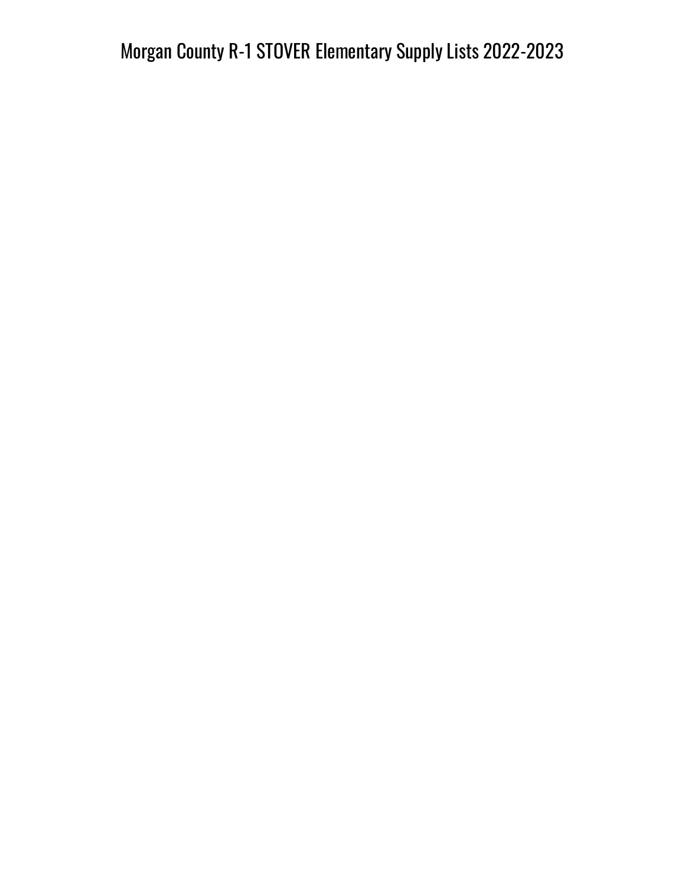# Morgan County R-1 STOVER Elementary Supply Lists 2022-2023